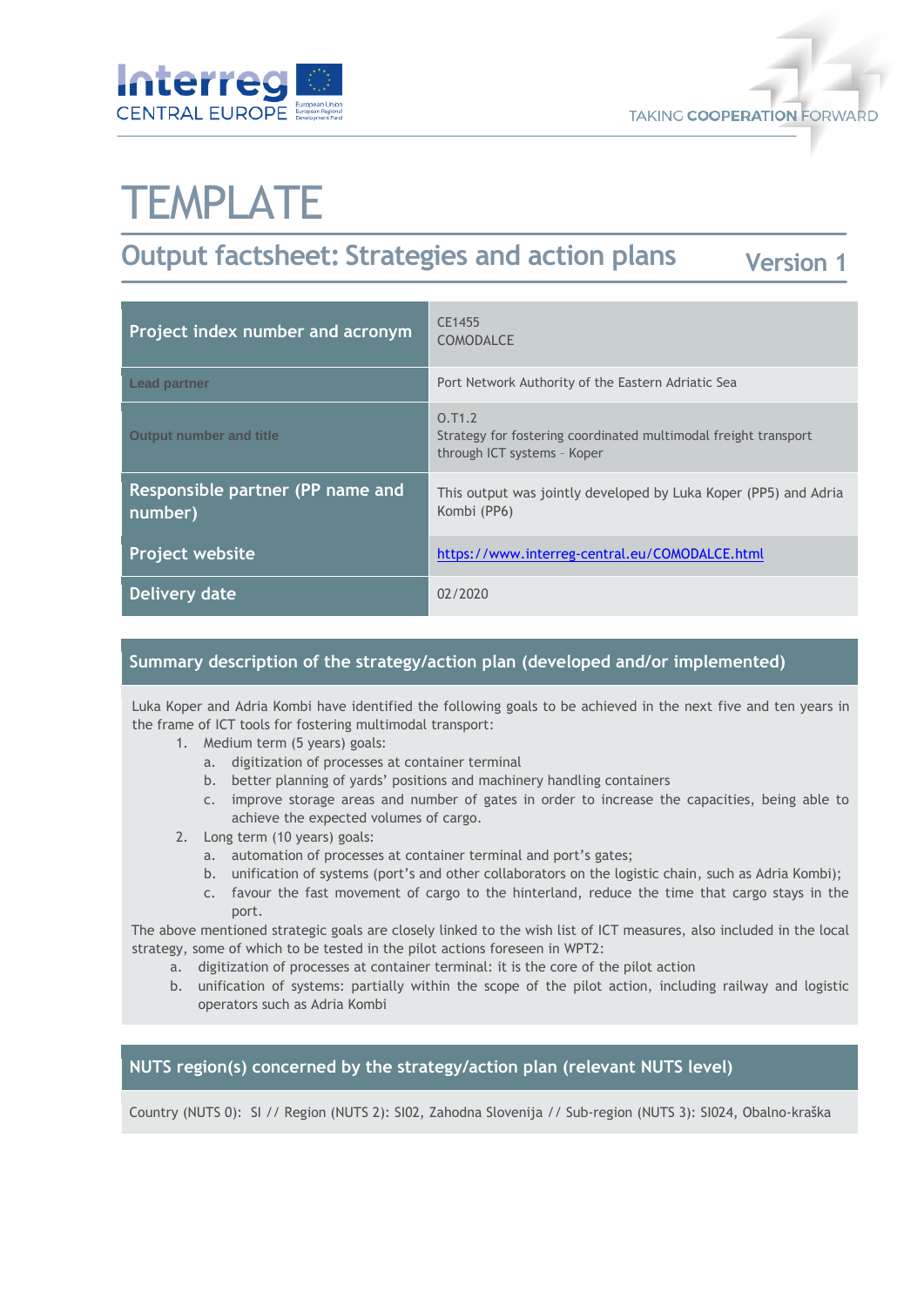# TEMPLATE

## Output factsheet: Strategies and action plans

Version 1

| Project index number and acronym | CE1455<br>COMODALCE |
|---|---|
| Lead partner | Port Network Authority of the Eastern Adriatic Sea |
| Output number and title | O.T1.2<br>Strategy for fostering coordinated multimodal freight transport through ICT systems - Koper |
| Responsible partner (PP name and number) | This output was jointly developed by Luka Koper (PP5) and Adria Kombi (PP6) |
| Project website | https://www.interreg-central.eu/COMODALCE.html |
| Delivery date | 02/2020 |

### Summary description of the strategy/action plan (developed and/or implemented)

Luka Koper and Adria Kombi have identified the following goals to be achieved in the next five and ten years in the frame of ICT tools for fostering multimodal transport:

1. Medium term (5 years) goals:
   a. digitization of processes at container terminal
   b. better planning of yards' positions and machinery handling containers
   c. improve storage areas and number of gates in order to increase the capacities, being able to achieve the expected volumes of cargo.
2. Long term (10 years) goals:
   a. automation of processes at container terminal and port's gates;
   b. unification of systems (port's and other collaborators on the logistic chain, such as Adria Kombi);
   c. favour the fast movement of cargo to the hinterland, reduce the time that cargo stays in the port.

The above mentioned strategic goals are closely linked to the wish list of ICT measures, also included in the local strategy, some of which to be tested in the pilot actions foreseen in WPT2:

a. digitization of processes at container terminal: it is the core of the pilot action
b. unification of systems: partially within the scope of the pilot action, including railway and logistic operators such as Adria Kombi

### NUTS region(s) concerned by the strategy/action plan (relevant NUTS level)

Country (NUTS 0): SI // Region (NUTS 2): SI02, Zahodna Slovenija // Sub-region (NUTS 3): SI024, Obalno-kraška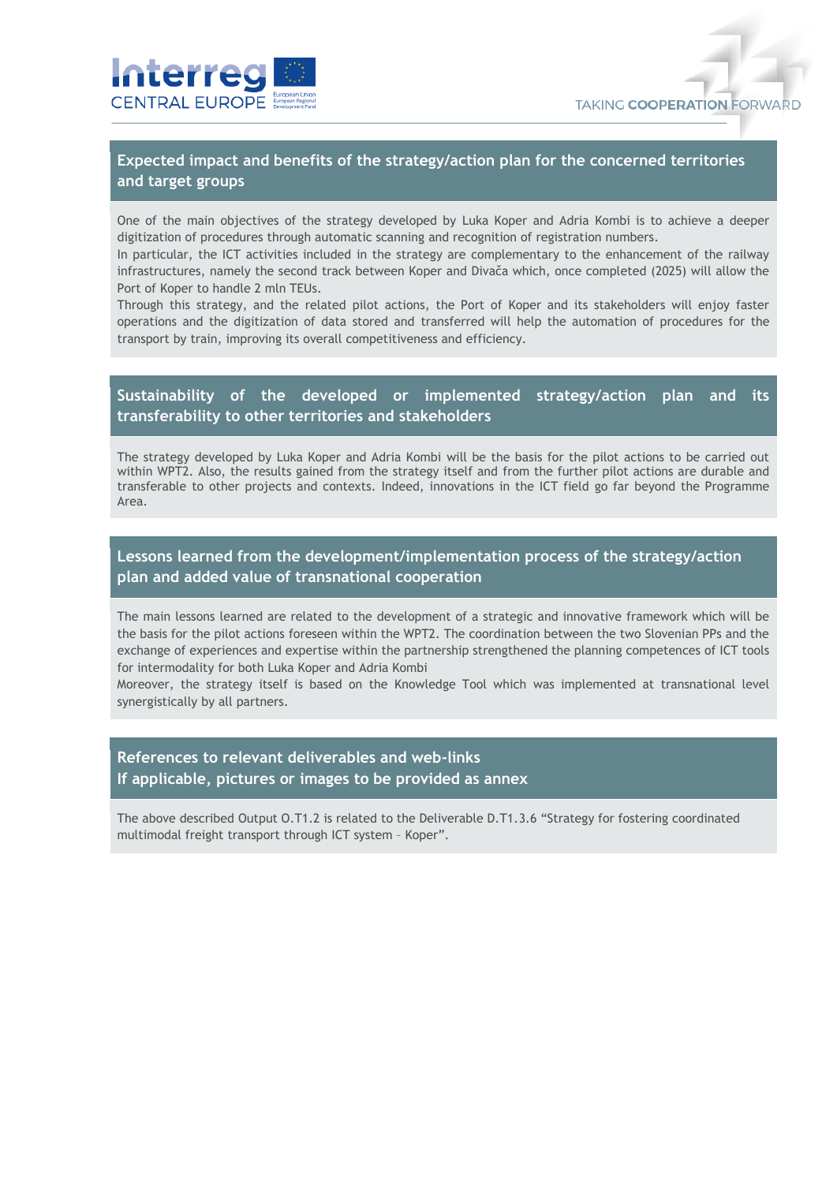## Expected impact and benefits of the strategy/action plan for the concerned territories and target groups

One of the main objectives of the strategy developed by Luka Koper and Adria Kombi is to achieve a deeper digitization of procedures through automatic scanning and recognition of registration numbers.
In particular, the ICT activities included in the strategy are complementary to the enhancement of the railway infrastructures, namely the second track between Koper and Divača which, once completed (2025) will allow the Port of Koper to handle 2 mln TEUs.
Through this strategy, and the related pilot actions, the Port of Koper and its stakeholders will enjoy faster operations and the digitization of data stored and transferred will help the automation of procedures for the transport by train, improving its overall competitiveness and efficiency.

## Sustainability of the developed or implemented strategy/action plan and its transferability to other territories and stakeholders

The strategy developed by Luka Koper and Adria Kombi will be the basis for the pilot actions to be carried out within WPT2. Also, the results gained from the strategy itself and from the further pilot actions are durable and transferable to other projects and contexts. Indeed, innovations in the ICT field go far beyond the Programme Area.

## Lessons learned from the development/implementation process of the strategy/action plan and added value of transnational cooperation

The main lessons learned are related to the development of a strategic and innovative framework which will be the basis for the pilot actions foreseen within the WPT2. The coordination between the two Slovenian PPs and the exchange of experiences and expertise within the partnership strengthened the planning competences of ICT tools for intermodality for both Luka Koper and Adria Kombi
Moreover, the strategy itself is based on the Knowledge Tool which was implemented at transnational level synergistically by all partners.

## References to relevant deliverables and web-links
## If applicable, pictures or images to be provided as annex

The above described Output O.T1.2 is related to the Deliverable D.T1.3.6 “Strategy for fostering coordinated multimodal freight transport through ICT system – Koper”.